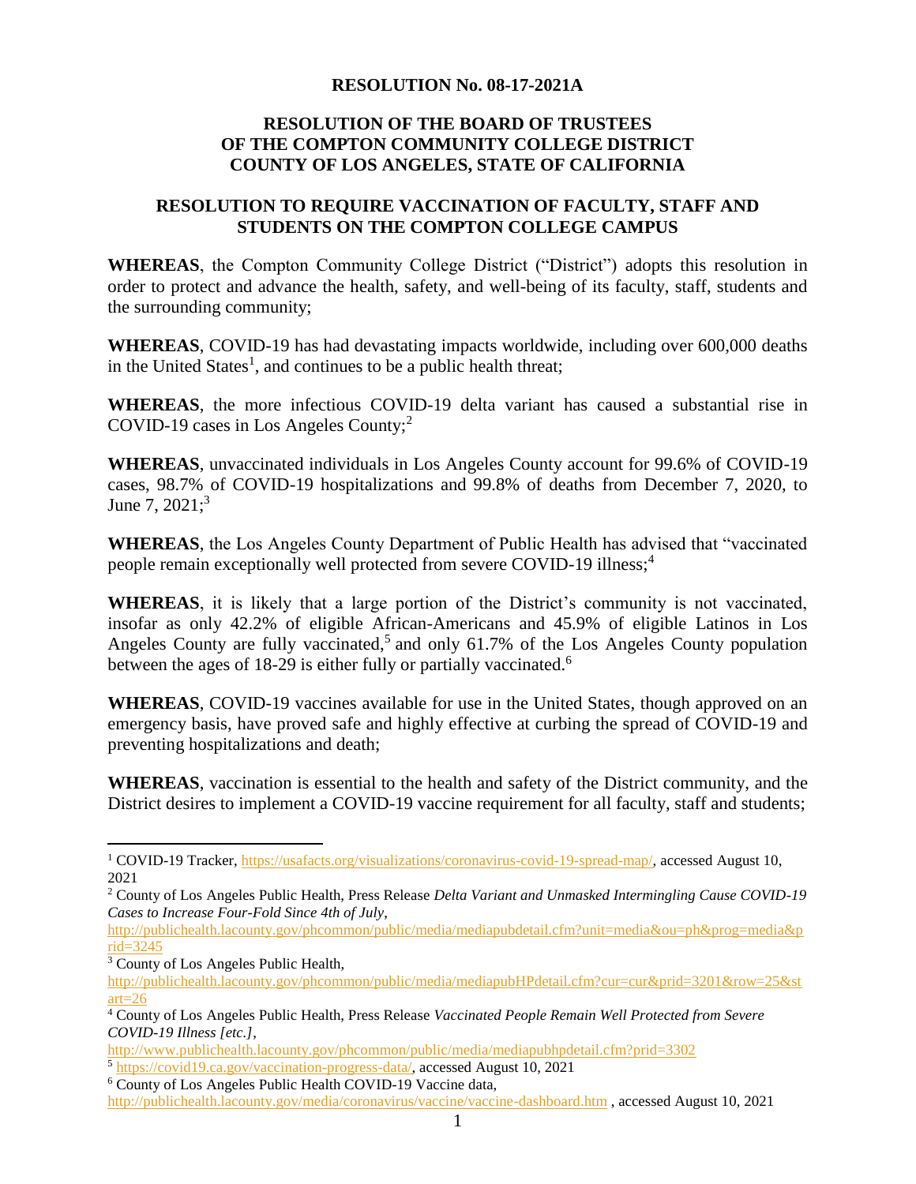**RESOLUTION No. 08-17-2021A**

**RESOLUTION OF THE BOARD OF TRUSTEES OF THE COMPTON COMMUNITY COLLEGE DISTRICT COUNTY OF LOS ANGELES, STATE OF CALIFORNIA**

**RESOLUTION TO REQUIRE VACCINATION OF FACULTY, STAFF AND STUDENTS ON THE COMPTON COLLEGE CAMPUS**

**WHEREAS**, the Compton Community College District ("District") adopts this resolution in order to protect and advance the health, safety, and well-being of its faculty, staff, students and the surrounding community;

**WHEREAS**, COVID-19 has had devastating impacts worldwide, including over 600,000 deaths in the United States[1], and continues to be a public health threat;

**WHEREAS**, the more infectious COVID-19 delta variant has caused a substantial rise in COVID-19 cases in Los Angeles County;[2]

**WHEREAS**, unvaccinated individuals in Los Angeles County account for 99.6% of COVID-19 cases, 98.7% of COVID-19 hospitalizations and 99.8% of deaths from December 7, 2020, to June 7, 2021;[3]

**WHEREAS**, the Los Angeles County Department of Public Health has advised that "vaccinated people remain exceptionally well protected from severe COVID-19 illness;[4]

**WHEREAS**, it is likely that a large portion of the District's community is not vaccinated, insofar as only 42.2% of eligible African-Americans and 45.9% of eligible Latinos in Los Angeles County are fully vaccinated,[5] and only 61.7% of the Los Angeles County population between the ages of 18-29 is either fully or partially vaccinated.[6]

**WHEREAS**, COVID-19 vaccines available for use in the United States, though approved on an emergency basis, have proved safe and highly effective at curbing the spread of COVID-19 and preventing hospitalizations and death;

**WHEREAS**, vaccination is essential to the health and safety of the District community, and the District desires to implement a COVID-19 vaccine requirement for all faculty, staff and students;

---

[1] COVID-19 Tracker, https://usafacts.org/visualizations/coronavirus-covid-19-spread-map/, accessed August 10, 2021

[2] County of Los Angeles Public Health, Press Release *Delta Variant and Unmasked Intermingling Cause COVID-19 Cases to Increase Four-Fold Since 4th of July*, http://publichealth.lacounty.gov/phcommon/public/media/mediapubdetail.cfm?unit=media&ou=ph&prog=media&prid=3245

[3] County of Los Angeles Public Health, http://publichealth.lacounty.gov/phcommon/public/media/mediapubHPdetail.cfm?cur=cur&prid=3201&row=25&start=26

[4] County of Los Angeles Public Health, Press Release *Vaccinated People Remain Well Protected from Severe COVID-19 Illness [etc.]*, http://www.publichealth.lacounty.gov/phcommon/public/media/mediapubhpdetail.cfm?prid=3302

[5] https://covid19.ca.gov/vaccination-progress-data/, accessed August 10, 2021

[6] County of Los Angeles Public Health COVID-19 Vaccine data, http://publichealth.lacounty.gov/media/coronavirus/vaccine/vaccine-dashboard.htm , accessed August 10, 2021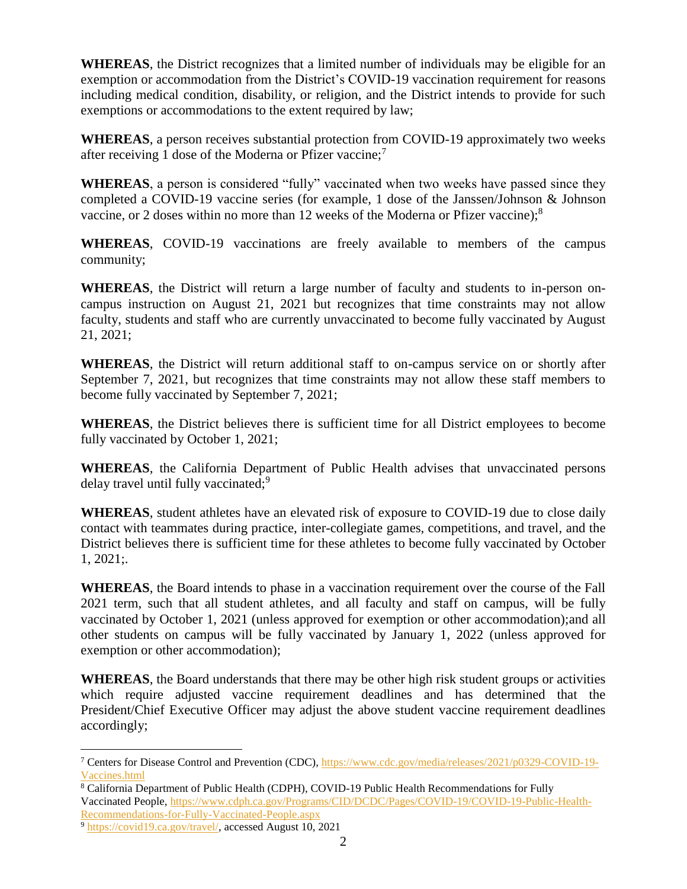**WHEREAS**, the District recognizes that a limited number of individuals may be eligible for an exemption or accommodation from the District's COVID-19 vaccination requirement for reasons including medical condition, disability, or religion, and the District intends to provide for such exemptions or accommodations to the extent required by law;

**WHEREAS**, a person receives substantial protection from COVID-19 approximately two weeks after receiving 1 dose of the Moderna or Pfizer vaccine;[7]

**WHEREAS**, a person is considered "fully" vaccinated when two weeks have passed since they completed a COVID-19 vaccine series (for example, 1 dose of the Janssen/Johnson & Johnson vaccine, or 2 doses within no more than 12 weeks of the Moderna or Pfizer vaccine);[8]

**WHEREAS**, COVID-19 vaccinations are freely available to members of the campus community;

**WHEREAS**, the District will return a large number of faculty and students to in-person on-campus instruction on August 21, 2021 but recognizes that time constraints may not allow faculty, students and staff who are currently unvaccinated to become fully vaccinated by August 21, 2021;

**WHEREAS**, the District will return additional staff to on-campus service on or shortly after September 7, 2021, but recognizes that time constraints may not allow these staff members to become fully vaccinated by September 7, 2021;

**WHEREAS**, the District believes there is sufficient time for all District employees to become fully vaccinated by October 1, 2021;

**WHEREAS**, the California Department of Public Health advises that unvaccinated persons delay travel until fully vaccinated;[9]

**WHEREAS**, student athletes have an elevated risk of exposure to COVID-19 due to close daily contact with teammates during practice, inter-collegiate games, competitions, and travel, and the District believes there is sufficient time for these athletes to become fully vaccinated by October 1, 2021;.

**WHEREAS**, the Board intends to phase in a vaccination requirement over the course of the Fall 2021 term, such that all student athletes, and all faculty and staff on campus, will be fully vaccinated by October 1, 2021 (unless approved for exemption or other accommodation);and all other students on campus will be fully vaccinated by January 1, 2022 (unless approved for exemption or other accommodation);

**WHEREAS**, the Board understands that there may be other high risk student groups or activities which require adjusted vaccine requirement deadlines and has determined that the President/Chief Executive Officer may adjust the above student vaccine requirement deadlines accordingly;

---

[7] Centers for Disease Control and Prevention (CDC), https://www.cdc.gov/media/releases/2021/p0329-COVID-19-Vaccines.html

[8] California Department of Public Health (CDPH), COVID-19 Public Health Recommendations for Fully Vaccinated People, https://www.cdph.ca.gov/Programs/CID/DCDC/Pages/COVID-19/COVID-19-Public-Health-Recommendations-for-Fully-Vaccinated-People.aspx

[9] https://covid19.ca.gov/travel/, accessed August 10, 2021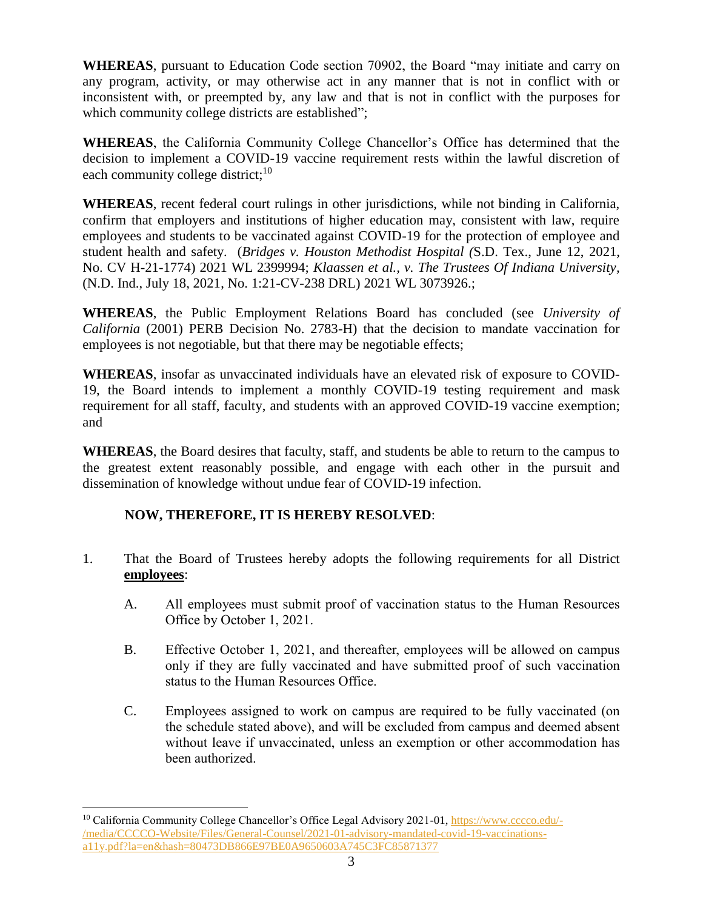**WHEREAS**, pursuant to Education Code section 70902, the Board "may initiate and carry on any program, activity, or may otherwise act in any manner that is not in conflict with or inconsistent with, or preempted by, any law and that is not in conflict with the purposes for which community college districts are established";

**WHEREAS**, the California Community College Chancellor's Office has determined that the decision to implement a COVID-19 vaccine requirement rests within the lawful discretion of each community college district;[10]

**WHEREAS**, recent federal court rulings in other jurisdictions, while not binding in California, confirm that employers and institutions of higher education may, consistent with law, require employees and students to be vaccinated against COVID-19 for the protection of employee and student health and safety. (*Bridges v. Houston Methodist Hospital (*S.D. Tex., June 12, 2021, No. CV H-21-1774) 2021 WL 2399994; *Klaassen et al., v. The Trustees Of Indiana University*, (N.D. Ind., July 18, 2021, No. 1:21-CV-238 DRL) 2021 WL 3073926.;

**WHEREAS**, the Public Employment Relations Board has concluded (see *University of California* (2001) PERB Decision No. 2783-H) that the decision to mandate vaccination for employees is not negotiable, but that there may be negotiable effects;

**WHEREAS**, insofar as unvaccinated individuals have an elevated risk of exposure to COVID-19, the Board intends to implement a monthly COVID-19 testing requirement and mask requirement for all staff, faculty, and students with an approved COVID-19 vaccine exemption; and

**WHEREAS**, the Board desires that faculty, staff, and students be able to return to the campus to the greatest extent reasonably possible, and engage with each other in the pursuit and dissemination of knowledge without undue fear of COVID-19 infection.

**NOW, THEREFORE, IT IS HEREBY RESOLVED**:

1. That the Board of Trustees hereby adopts the following requirements for all District **employees**:

   A. All employees must submit proof of vaccination status to the Human Resources Office by October 1, 2021.

   B. Effective October 1, 2021, and thereafter, employees will be allowed on campus only if they are fully vaccinated and have submitted proof of such vaccination status to the Human Resources Office.

   C. Employees assigned to work on campus are required to be fully vaccinated (on the schedule stated above), and will be excluded from campus and deemed absent without leave if unvaccinated, unless an exemption or other accommodation has been authorized.

---

[10] California Community College Chancellor's Office Legal Advisory 2021-01, https://www.cccco.edu/-/media/CCCCO-Website/Files/General-Counsel/2021-01-advisory-mandated-covid-19-vaccinations-a11y.pdf?la=en&hash=80473DB866E97BE0A9650603A745C3FC85871377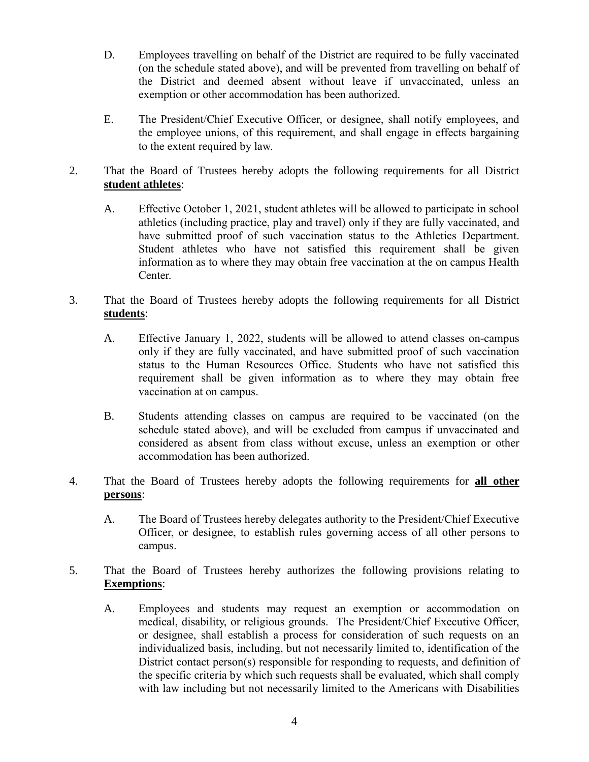D. Employees travelling on behalf of the District are required to be fully vaccinated (on the schedule stated above), and will be prevented from travelling on behalf of the District and deemed absent without leave if unvaccinated, unless an exemption or other accommodation has been authorized.

E. The President/Chief Executive Officer, or designee, shall notify employees, and the employee unions, of this requirement, and shall engage in effects bargaining to the extent required by law.

2. That the Board of Trustees hereby adopts the following requirements for all District **student athletes**:

   A. Effective October 1, 2021, student athletes will be allowed to participate in school athletics (including practice, play and travel) only if they are fully vaccinated, and have submitted proof of such vaccination status to the Athletics Department. Student athletes who have not satisfied this requirement shall be given information as to where they may obtain free vaccination at the on campus Health Center.

3. That the Board of Trustees hereby adopts the following requirements for all District **students**:

   A. Effective January 1, 2022, students will be allowed to attend classes on-campus only if they are fully vaccinated, and have submitted proof of such vaccination status to the Human Resources Office. Students who have not satisfied this requirement shall be given information as to where they may obtain free vaccination at on campus.

   B. Students attending classes on campus are required to be vaccinated (on the schedule stated above), and will be excluded from campus if unvaccinated and considered as absent from class without excuse, unless an exemption or other accommodation has been authorized.

4. That the Board of Trustees hereby adopts the following requirements for **all other persons**:

   A. The Board of Trustees hereby delegates authority to the President/Chief Executive Officer, or designee, to establish rules governing access of all other persons to campus.

5. That the Board of Trustees hereby authorizes the following provisions relating to **Exemptions**:

   A. Employees and students may request an exemption or accommodation on medical, disability, or religious grounds. The President/Chief Executive Officer, or designee, shall establish a process for consideration of such requests on an individualized basis, including, but not necessarily limited to, identification of the District contact person(s) responsible for responding to requests, and definition of the specific criteria by which such requests shall be evaluated, which shall comply with law including but not necessarily limited to the Americans with Disabilities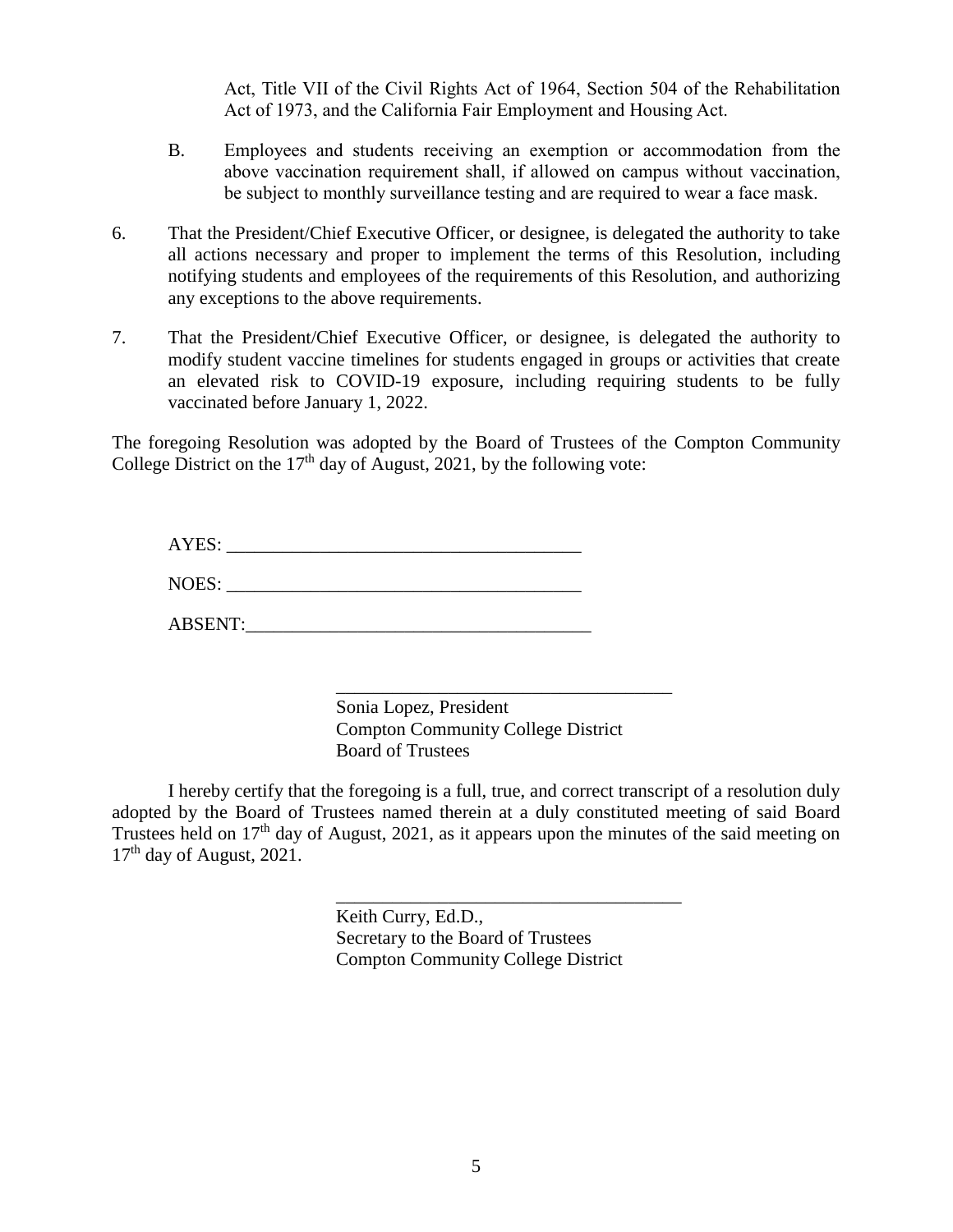Act, Title VII of the Civil Rights Act of 1964, Section 504 of the Rehabilitation Act of 1973, and the California Fair Employment and Housing Act.

B. Employees and students receiving an exemption or accommodation from the above vaccination requirement shall, if allowed on campus without vaccination, be subject to monthly surveillance testing and are required to wear a face mask.

6. That the President/Chief Executive Officer, or designee, is delegated the authority to take all actions necessary and proper to implement the terms of this Resolution, including notifying students and employees of the requirements of this Resolution, and authorizing any exceptions to the above requirements.

7. That the President/Chief Executive Officer, or designee, is delegated the authority to modify student vaccine timelines for students engaged in groups or activities that create an elevated risk to COVID-19 exposure, including requiring students to be fully vaccinated before January 1, 2022.

The foregoing Resolution was adopted by the Board of Trustees of the Compton Community College District on the 17th day of August, 2021, by the following vote:

AYES: ______________________________________

NOES: ______________________________________

ABSENT:_____________________________________

_____________________________________
Sonia Lopez, President
Compton Community College District
Board of Trustees

I hereby certify that the foregoing is a full, true, and correct transcript of a resolution duly adopted by the Board of Trustees named therein at a duly constituted meeting of said Board Trustees held on 17th day of August, 2021, as it appears upon the minutes of the said meeting on 17th day of August, 2021.

______________________________________
Keith Curry, Ed.D.,
Secretary to the Board of Trustees
Compton Community College District